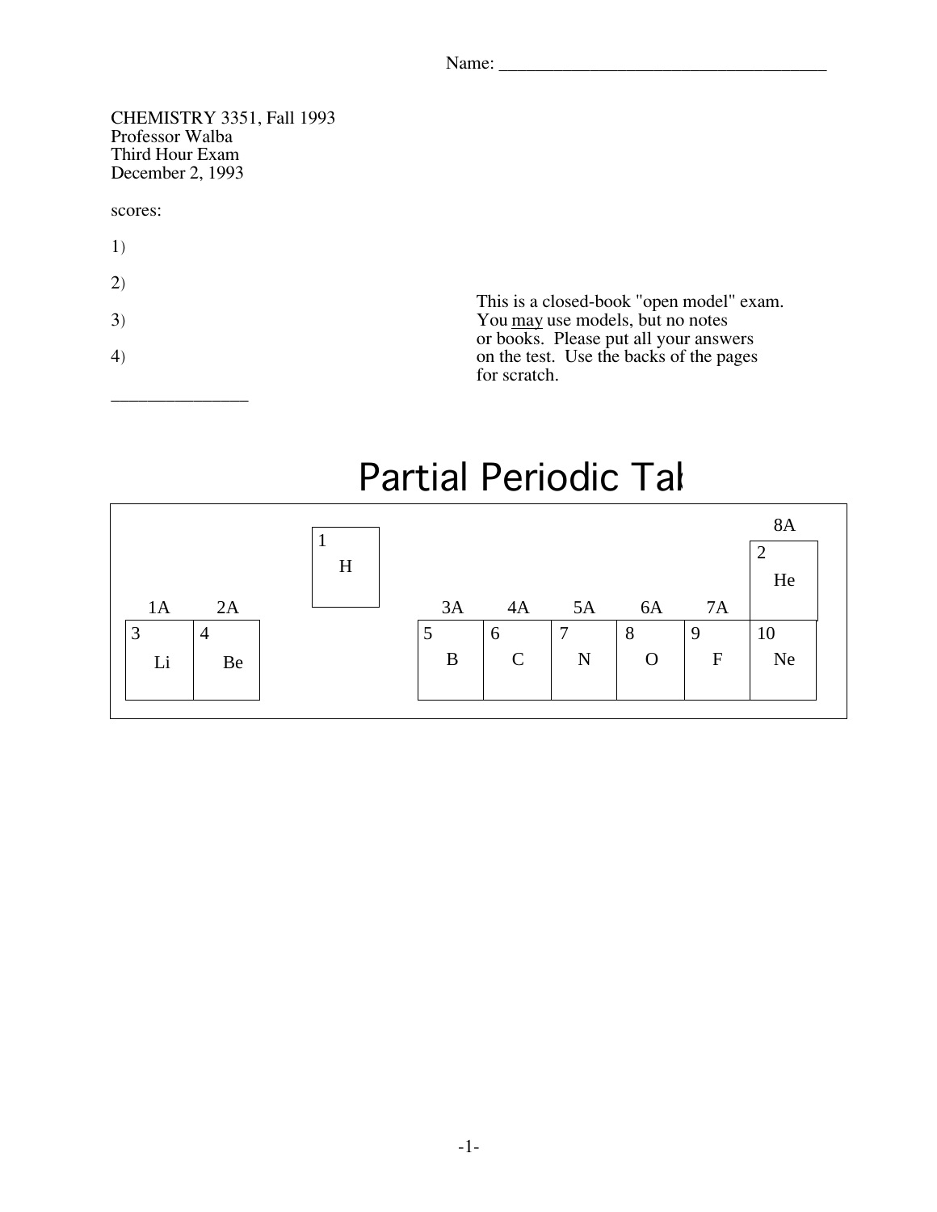Name: ______________________________________

CHEMISTRY 3351, Fall 1993
Professor Walba
Third Hour Exam
December 2, 1993

scores:

1)

2)

3)

4)

_______________

This is a closed-book "open model" exam. You <u>may</u> use models, but no notes or books. Please put all your answers on the test. Use the backs of the pages for scratch.

# Partial Periodic Tal

| 1A | 2A | | 3A | 4A | 5A | 6A | 7A | 8A |
|---|---|---|---|---|---|---|---|---|
| | | 1 H | | | | | | 2 He |
| 3 Li | 4 Be | | 5 B | 6 C | 7 N | 8 O | 9 F | 10 Ne |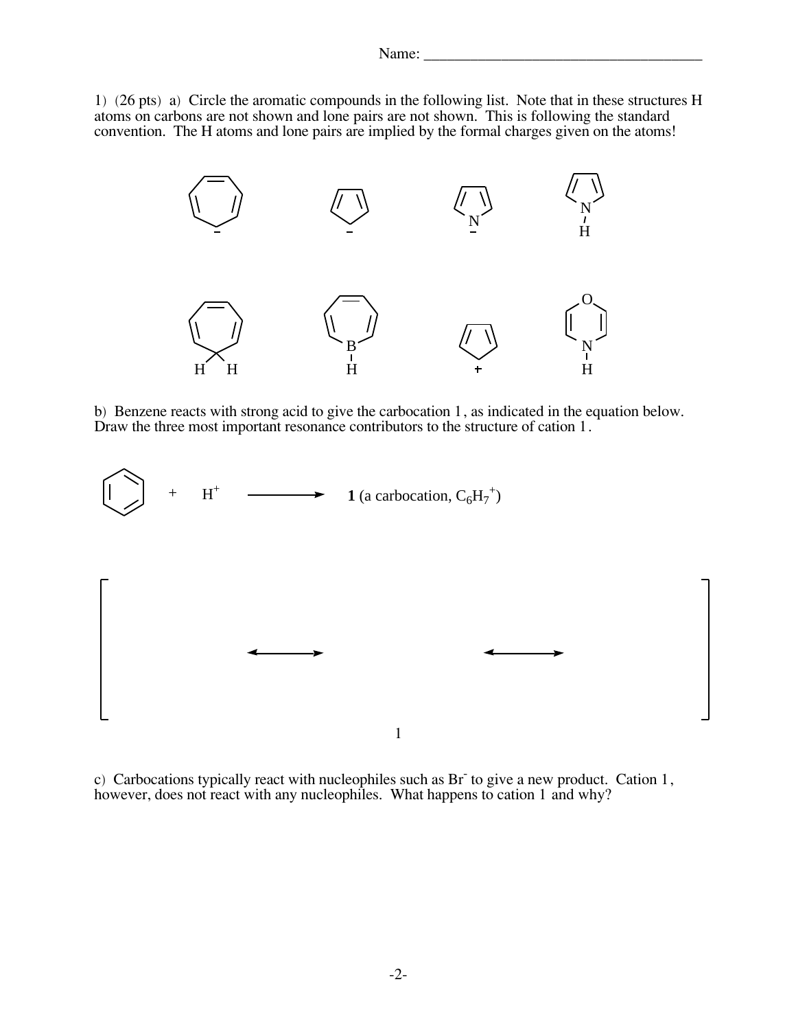Name: ______________________________________

1) (26 pts) a) Circle the aromatic compounds in the following list. Note that in these structures H atoms on carbons are not shown and lone pairs are not shown. This is following the standard convention. The H atoms and lone pairs are implied by the formal charges given on the atoms!

b) Benzene reacts with strong acid to give the carbocation 1, as indicated in the equation below. Draw the three most important resonance contributors to the structure of cation 1.

$$\text{C}_6\text{H}_6 + H^+ \longrightarrow \textbf{1} \text{ (a carbocation, } C_6H_7^+ \text{)}$$

[ ⟷ ⟷ ]

1

c) Carbocations typically react with nucleophiles such as $Br^-$ to give a new product. Cation 1, however, does not react with any nucleophiles. What happens to cation 1 and why?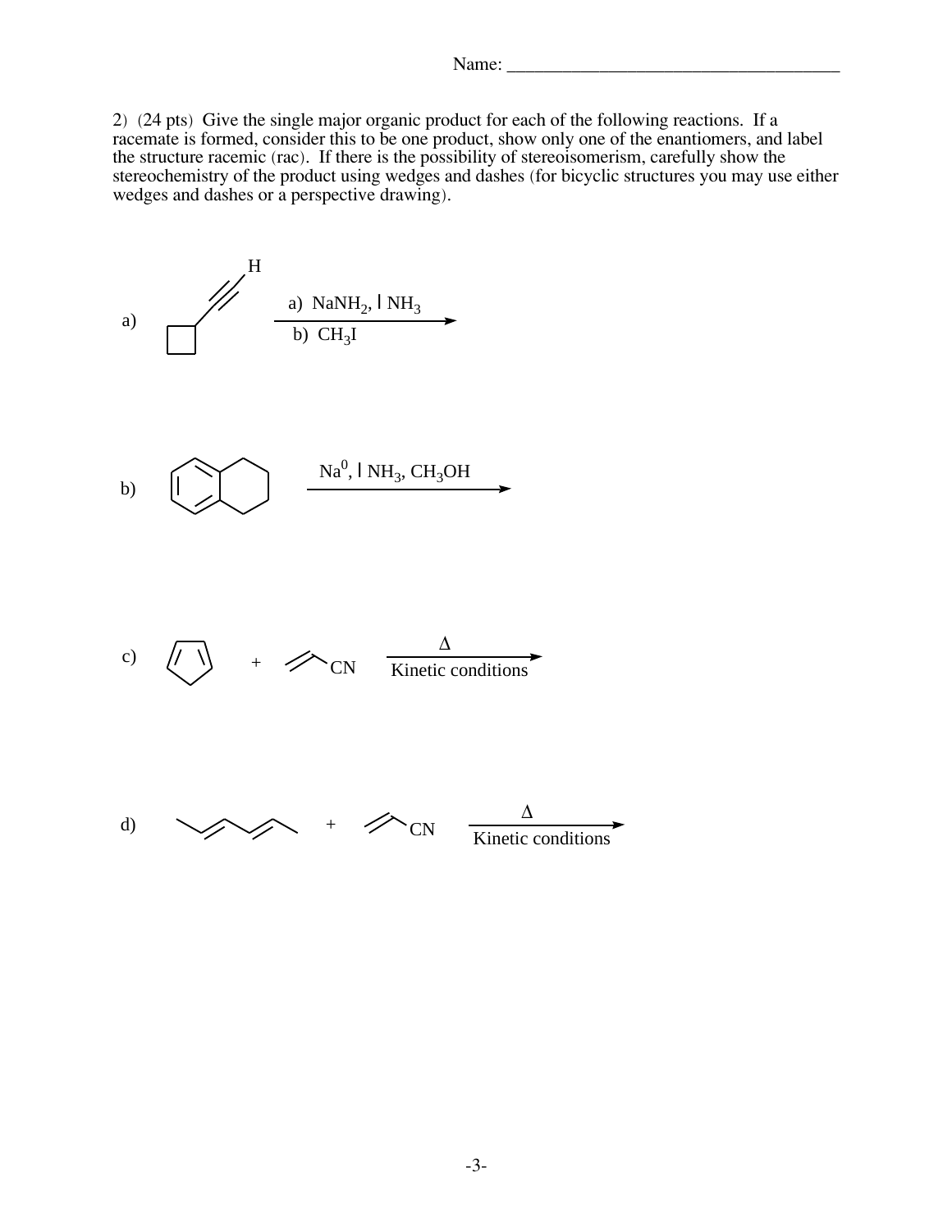Name: ______________________________________

2) (24 pts) Give the single major organic product for each of the following reactions. If a racemate is formed, consider this to be one product, show only one of the enantiomers, and label the structure racemic (rac). If there is the possibility of stereoisomerism, carefully show the stereochemistry of the product using wedges and dashes (for bicyclic structures you may use either wedges and dashes or a perspective drawing).

a) a) $NaNH_2$, l $NH_3$
b) $CH_3I$

b) $Na^0$, l $NH_3$, $CH_3OH$

c) + CN; Δ, Kinetic conditions

d) + CN; Δ, Kinetic conditions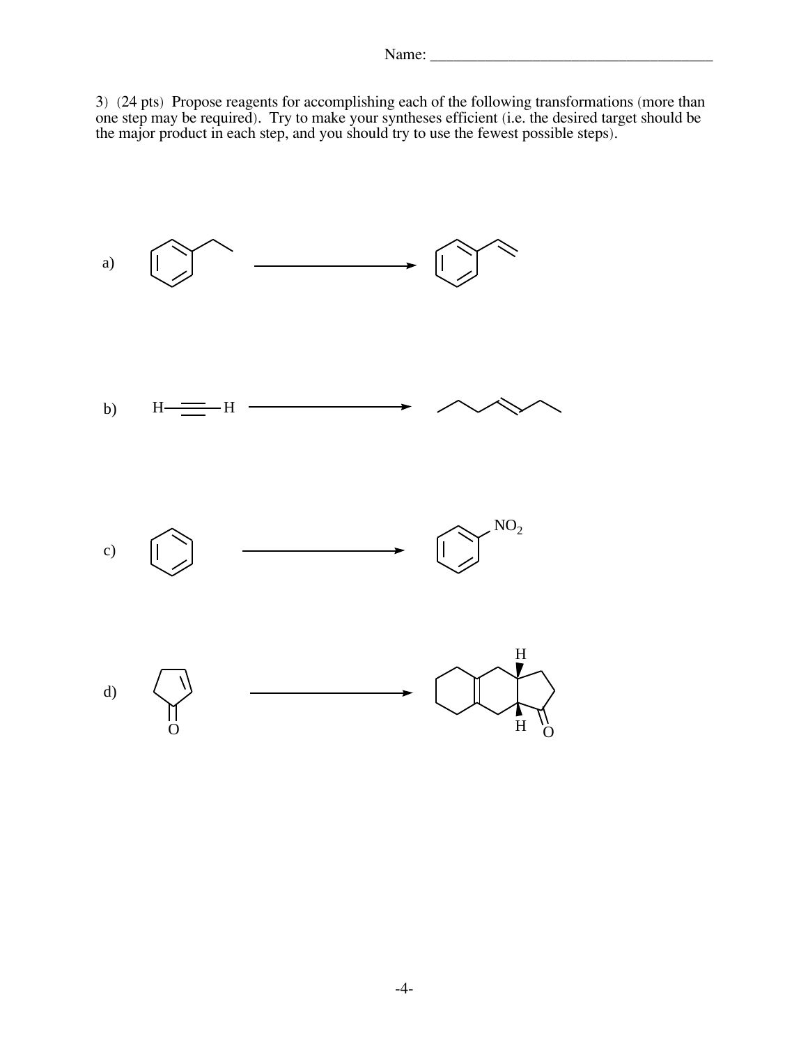Name: ______________________________________

3) (24 pts) Propose reagents for accomplishing each of the following transformations (more than one step may be required). Try to make your syntheses efficient (i.e. the desired target should be the major product in each step, and you should try to use the fewest possible steps).

a)

b) H—≡—H

c)

$NO_2$

d)

O

H

H

O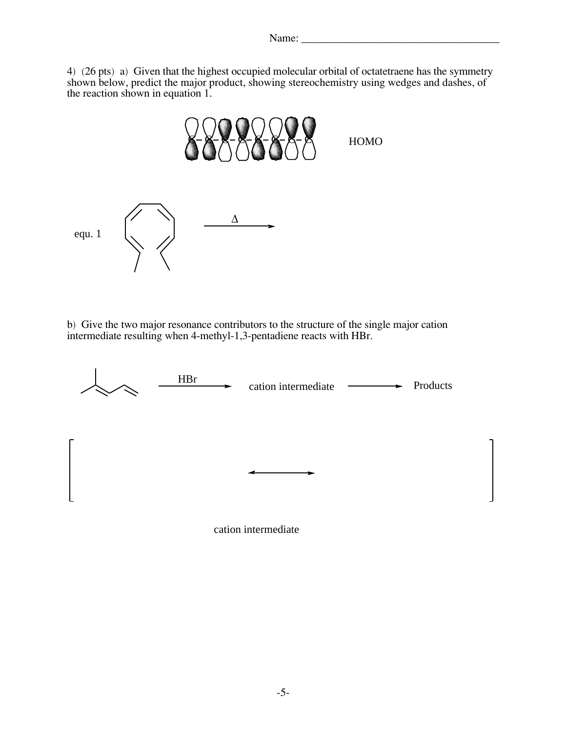4) (26 pts) a) Given that the highest occupied molecular orbital of octatetraene has the symmetry shown below, predict the major product, showing stereochemistry using wedges and dashes, of the reaction shown in equation 1.

HOMO

equ. 1 $\xrightarrow{\Delta}$

b) Give the two major resonance contributors to the structure of the single major cation intermediate resulting when 4-methyl-1,3-pentadiene reacts with HBr.

$\xrightarrow{\text{HBr}}$ cation intermediate $\longrightarrow$ Products

[ $\longleftrightarrow$ ]

cation intermediate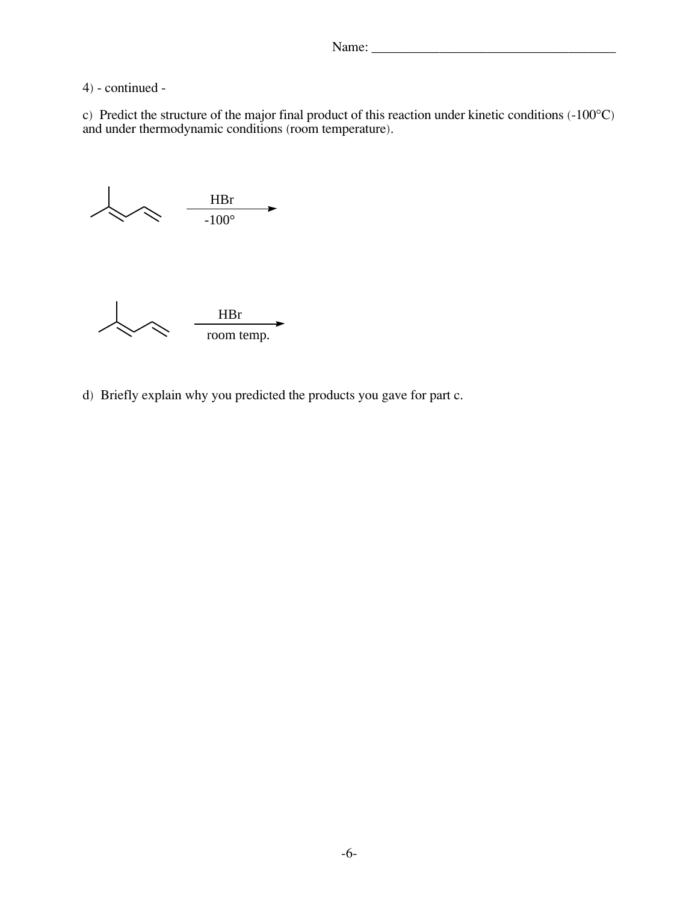Name: ______________________________________

4) - continued -

c) Predict the structure of the major final product of this reaction under kinetic conditions (-100°C) and under thermodynamic conditions (room temperature).

HBr

-100°

HBr

room temp.

d) Briefly explain why you predicted the products you gave for part c.